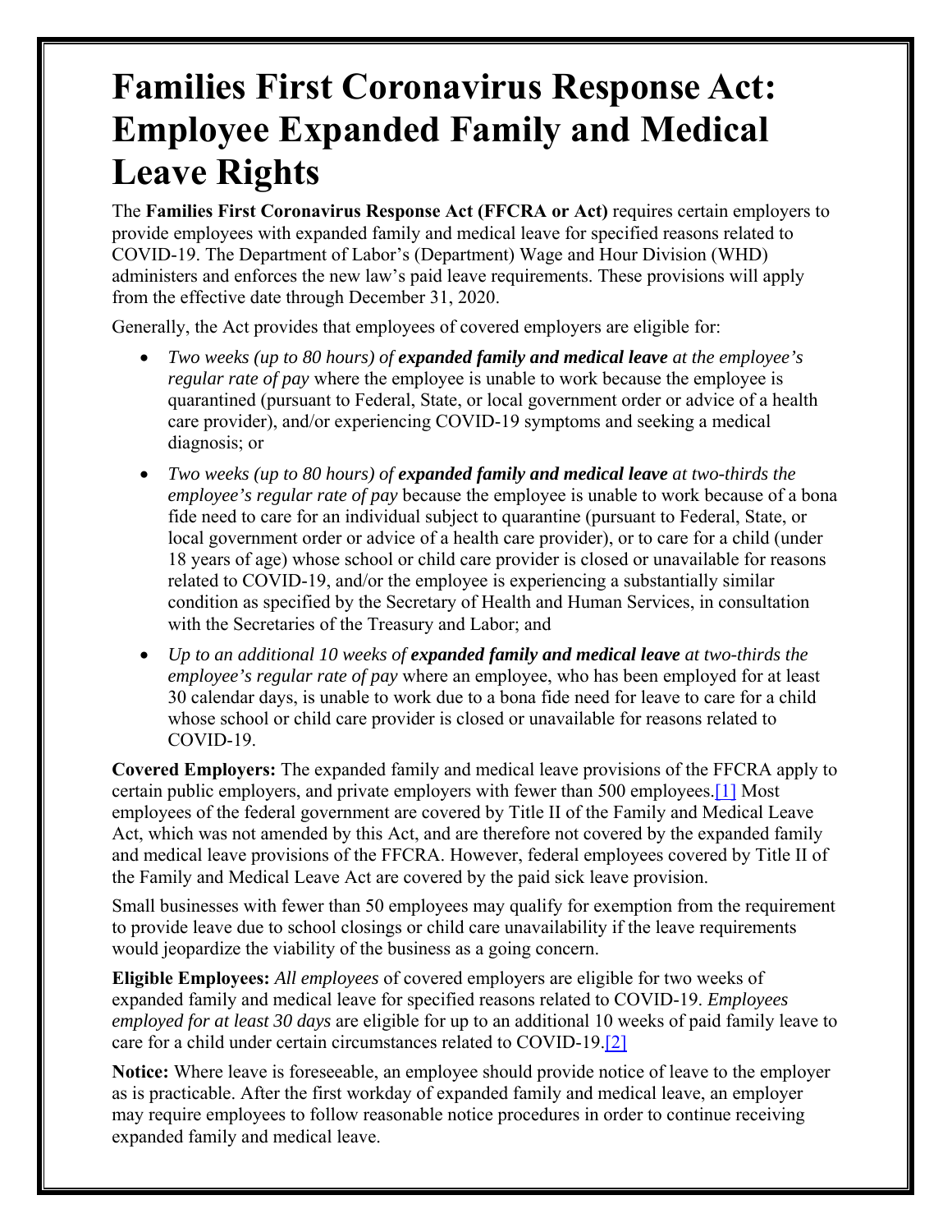# Families First Coronavirus Response Act: Employee Expanded Family and Medical Leave Rights

The **Families First Coronavirus Response Act (FFCRA or Act)** requires certain employers to provide employees with expanded family and medical leave for specified reasons related to COVID-19. The Department of Labor's (Department) Wage and Hour Division (WHD) administers and enforces the new law's paid leave requirements. These provisions will apply from the effective date through December 31, 2020.

Generally, the Act provides that employees of covered employers are eligible for:

- *Two weeks (up to 80 hours) of* ***expanded family and medical leave*** *at the employee's regular rate of pay* where the employee is unable to work because the employee is quarantined (pursuant to Federal, State, or local government order or advice of a health care provider), and/or experiencing COVID-19 symptoms and seeking a medical diagnosis; or
- *Two weeks (up to 80 hours) of* ***expanded family and medical leave*** *at two-thirds the employee's regular rate of pay* because the employee is unable to work because of a bona fide need to care for an individual subject to quarantine (pursuant to Federal, State, or local government order or advice of a health care provider), or to care for a child (under 18 years of age) whose school or child care provider is closed or unavailable for reasons related to COVID-19, and/or the employee is experiencing a substantially similar condition as specified by the Secretary of Health and Human Services, in consultation with the Secretaries of the Treasury and Labor; and
- *Up to an additional 10 weeks of* ***expanded family and medical leave*** *at two-thirds the employee's regular rate of pay* where an employee, who has been employed for at least 30 calendar days, is unable to work due to a bona fide need for leave to care for a child whose school or child care provider is closed or unavailable for reasons related to COVID-19.

**Covered Employers:** The expanded family and medical leave provisions of the FFCRA apply to certain public employers, and private employers with fewer than 500 employees.[1] Most employees of the federal government are covered by Title II of the Family and Medical Leave Act, which was not amended by this Act, and are therefore not covered by the expanded family and medical leave provisions of the FFCRA. However, federal employees covered by Title II of the Family and Medical Leave Act are covered by the paid sick leave provision.

Small businesses with fewer than 50 employees may qualify for exemption from the requirement to provide leave due to school closings or child care unavailability if the leave requirements would jeopardize the viability of the business as a going concern.

**Eligible Employees:** *All employees* of covered employers are eligible for two weeks of expanded family and medical leave for specified reasons related to COVID-19. *Employees employed for at least 30 days* are eligible for up to an additional 10 weeks of paid family leave to care for a child under certain circumstances related to COVID-19.[2]

**Notice:** Where leave is foreseeable, an employee should provide notice of leave to the employer as is practicable. After the first workday of expanded family and medical leave, an employer may require employees to follow reasonable notice procedures in order to continue receiving expanded family and medical leave.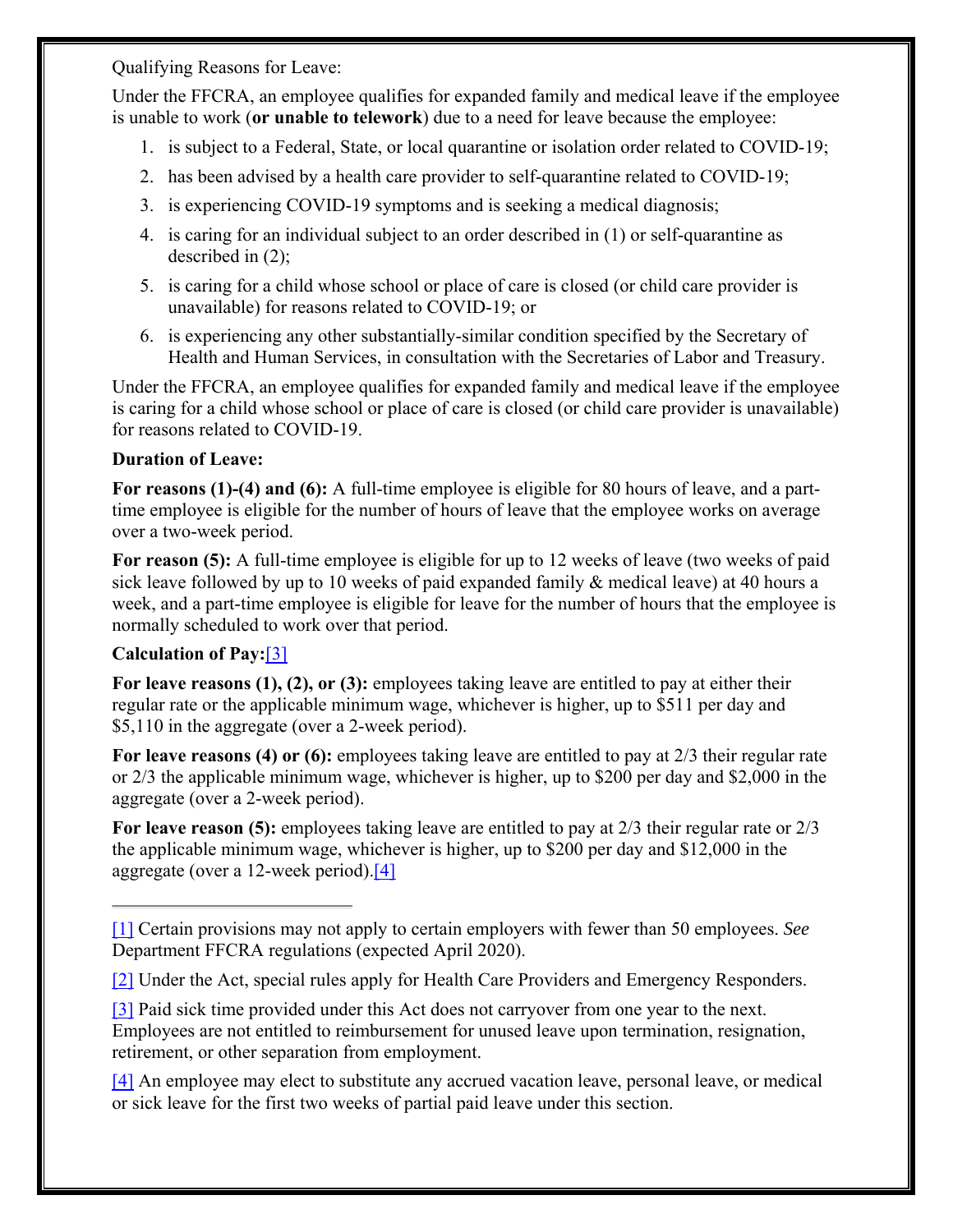Qualifying Reasons for Leave:

Under the FFCRA, an employee qualifies for expanded family and medical leave if the employee is unable to work (**or unable to telework**) due to a need for leave because the employee:

1. is subject to a Federal, State, or local quarantine or isolation order related to COVID-19;
2. has been advised by a health care provider to self-quarantine related to COVID-19;
3. is experiencing COVID-19 symptoms and is seeking a medical diagnosis;
4. is caring for an individual subject to an order described in (1) or self-quarantine as described in (2);
5. is caring for a child whose school or place of care is closed (or child care provider is unavailable) for reasons related to COVID-19; or
6. is experiencing any other substantially-similar condition specified by the Secretary of Health and Human Services, in consultation with the Secretaries of Labor and Treasury.

Under the FFCRA, an employee qualifies for expanded family and medical leave if the employee is caring for a child whose school or place of care is closed (or child care provider is unavailable) for reasons related to COVID-19.

**Duration of Leave:**

**For reasons (1)-(4) and (6):** A full-time employee is eligible for 80 hours of leave, and a part-time employee is eligible for the number of hours of leave that the employee works on average over a two-week period.

**For reason (5):** A full-time employee is eligible for up to 12 weeks of leave (two weeks of paid sick leave followed by up to 10 weeks of paid expanded family & medical leave) at 40 hours a week, and a part-time employee is eligible for leave for the number of hours that the employee is normally scheduled to work over that period.

**Calculation of Pay:**[3]

**For leave reasons (1), (2), or (3):** employees taking leave are entitled to pay at either their regular rate or the applicable minimum wage, whichever is higher, up to $511 per day and $5,110 in the aggregate (over a 2-week period).

**For leave reasons (4) or (6):** employees taking leave are entitled to pay at 2/3 their regular rate or 2/3 the applicable minimum wage, whichever is higher, up to $200 per day and $2,000 in the aggregate (over a 2-week period).

**For leave reason (5):** employees taking leave are entitled to pay at 2/3 their regular rate or 2/3 the applicable minimum wage, whichever is higher, up to $200 per day and $12,000 in the aggregate (over a 12-week period).[4]

---

[1] Certain provisions may not apply to certain employers with fewer than 50 employees. *See* Department FFCRA regulations (expected April 2020).

[2] Under the Act, special rules apply for Health Care Providers and Emergency Responders.

[3] Paid sick time provided under this Act does not carryover from one year to the next. Employees are not entitled to reimbursement for unused leave upon termination, resignation, retirement, or other separation from employment.

[4] An employee may elect to substitute any accrued vacation leave, personal leave, or medical or sick leave for the first two weeks of partial paid leave under this section.